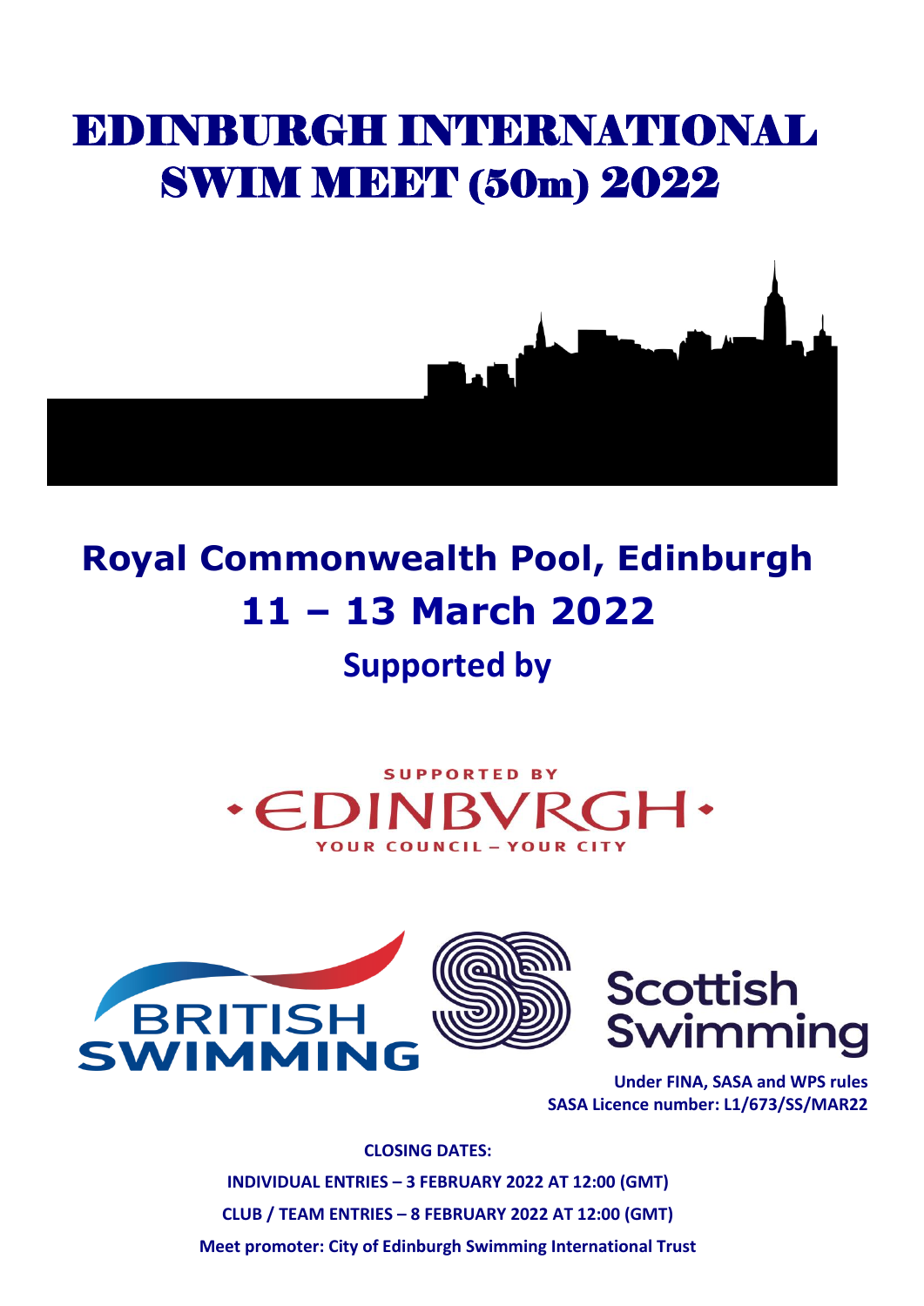# EDINBURGH INTERNATIONAL SWIM MEET (50m) 2022

## Royal Commonwealth Pool, Edinburgh

## 11 – 13 March 2022

### Supported by

SUPPORTED BY EDINBVRGH YOUR COUNCIL – YOUR CITY

BRITISH SWIMMING

Scottish Swimming

**Under FINA, SASA and WPS rules**
**SASA Licence number: L1/673/SS/MAR22**

**CLOSING DATES:**

**INDIVIDUAL ENTRIES – 3 FEBRUARY 2022 AT 12:00 (GMT)**

**CLUB / TEAM ENTRIES – 8 FEBRUARY 2022 AT 12:00 (GMT)**

**Meet promoter: City of Edinburgh Swimming International Trust**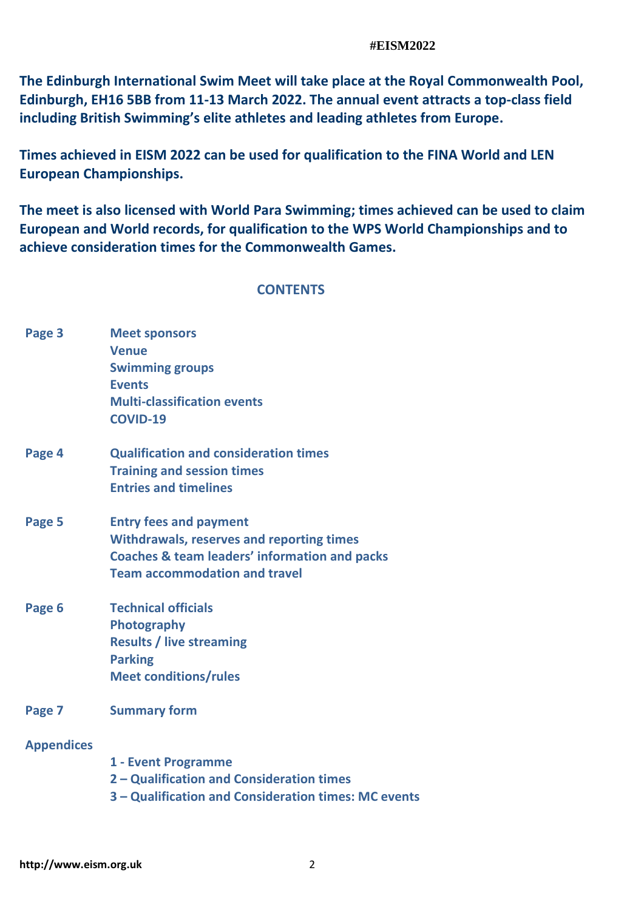#EISM2022

**The Edinburgh International Swim Meet will take place at the Royal Commonwealth Pool, Edinburgh, EH16 5BB from 11-13 March 2022. The annual event attracts a top-class field including British Swimming's elite athletes and leading athletes from Europe.**

**Times achieved in EISM 2022 can be used for qualification to the FINA World and LEN European Championships.**

**The meet is also licensed with World Para Swimming; times achieved can be used to claim European and World records, for qualification to the WPS World Championships and to achieve consideration times for the Commonwealth Games.**

## CONTENTS

| | |
|---|---|
| **Page 3** | **Meet sponsors**<br>**Venue**<br>**Swimming groups**<br>**Events**<br>**Multi-classification events**<br>**COVID-19** |
| **Page 4** | **Qualification and consideration times**<br>**Training and session times**<br>**Entries and timelines** |
| **Page 5** | **Entry fees and payment**<br>**Withdrawals, reserves and reporting times**<br>**Coaches & team leaders' information and packs**<br>**Team accommodation and travel** |
| **Page 6** | **Technical officials**<br>**Photography**<br>**Results / live streaming**<br>**Parking**<br>**Meet conditions/rules** |
| **Page 7** | **Summary form** |
| **Appendices** | **1 - Event Programme**<br>**2 – Qualification and Consideration times**<br>**3 – Qualification and Consideration times: MC events** |

**http://www.eism.org.uk**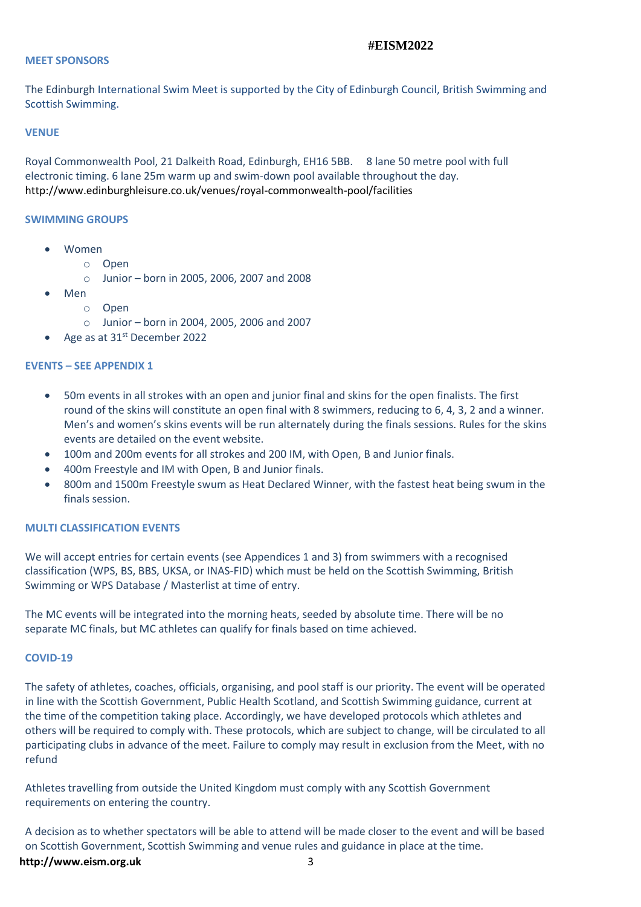## MEET SPONSORS

The Edinburgh International Swim Meet is supported by the City of Edinburgh Council, British Swimming and Scottish Swimming.

## VENUE

Royal Commonwealth Pool, 21 Dalkeith Road, Edinburgh, EH16 5BB. 8 lane 50 metre pool with full electronic timing. 6 lane 25m warm up and swim-down pool available throughout the day.
http://www.edinburghleisure.co.uk/venues/royal-commonwealth-pool/facilities

## SWIMMING GROUPS

- Women
    - Open
    - Junior – born in 2005, 2006, 2007 and 2008
- Men
    - Open
    - Junior – born in 2004, 2005, 2006 and 2007
- Age as at 31st December 2022

## EVENTS – SEE APPENDIX 1

- 50m events in all strokes with an open and junior final and skins for the open finalists. The first round of the skins will constitute an open final with 8 swimmers, reducing to 6, 4, 3, 2 and a winner. Men's and women's skins events will be run alternately during the finals sessions. Rules for the skins events are detailed on the event website.
- 100m and 200m events for all strokes and 200 IM, with Open, B and Junior finals.
- 400m Freestyle and IM with Open, B and Junior finals.
- 800m and 1500m Freestyle swum as Heat Declared Winner, with the fastest heat being swum in the finals session.

## MULTI CLASSIFICATION EVENTS

We will accept entries for certain events (see Appendices 1 and 3) from swimmers with a recognised classification (WPS, BS, BBS, UKSA, or INAS-FID) which must be held on the Scottish Swimming, British Swimming or WPS Database / Masterlist at time of entry.

The MC events will be integrated into the morning heats, seeded by absolute time. There will be no separate MC finals, but MC athletes can qualify for finals based on time achieved.

## COVID-19

The safety of athletes, coaches, officials, organising, and pool staff is our priority. The event will be operated in line with the Scottish Government, Public Health Scotland, and Scottish Swimming guidance, current at the time of the competition taking place. Accordingly, we have developed protocols which athletes and others will be required to comply with. These protocols, which are subject to change, will be circulated to all participating clubs in advance of the meet. Failure to comply may result in exclusion from the Meet, with no refund

Athletes travelling from outside the United Kingdom must comply with any Scottish Government requirements on entering the country.

A decision as to whether spectators will be able to attend will be made closer to the event and will be based on Scottish Government, Scottish Swimming and venue rules and guidance in place at the time.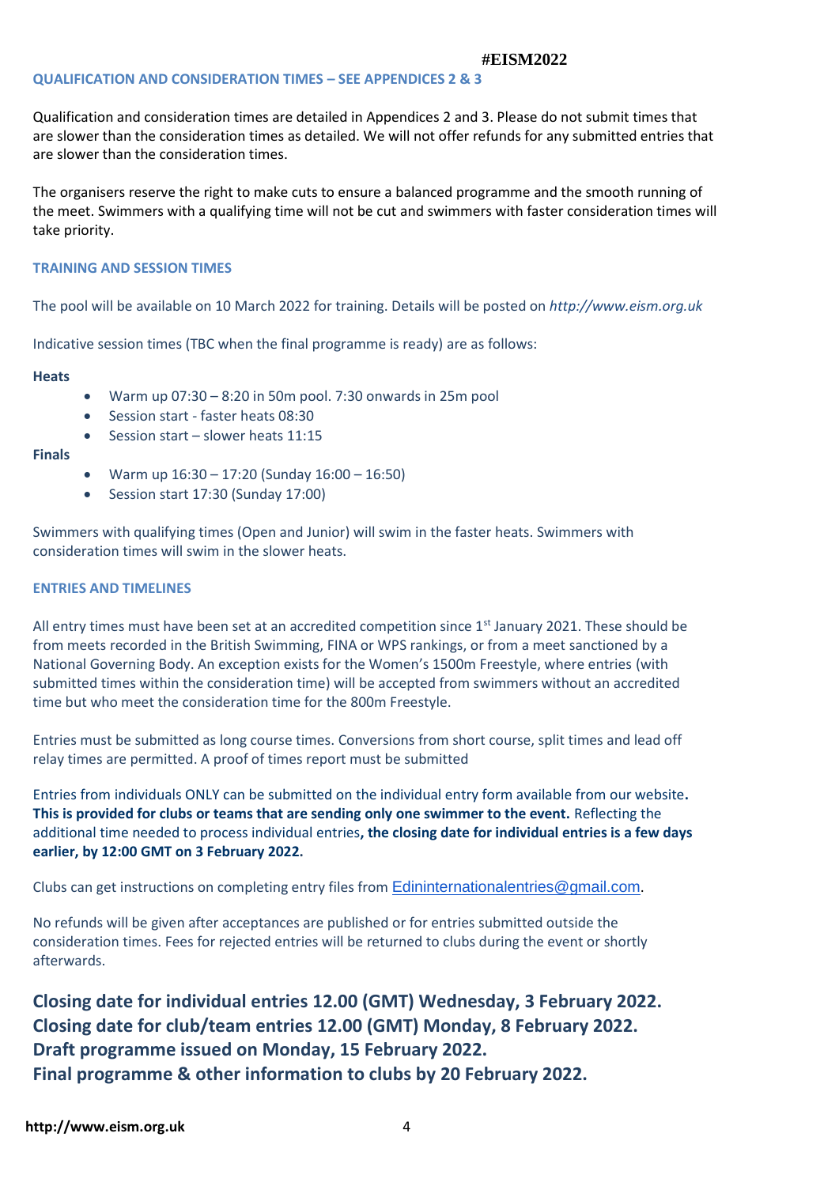## QUALIFICATION AND CONSIDERATION TIMES – SEE APPENDICES 2 & 3

Qualification and consideration times are detailed in Appendices 2 and 3. Please do not submit times that are slower than the consideration times as detailed. We will not offer refunds for any submitted entries that are slower than the consideration times.

The organisers reserve the right to make cuts to ensure a balanced programme and the smooth running of the meet. Swimmers with a qualifying time will not be cut and swimmers with faster consideration times will take priority.

## TRAINING AND SESSION TIMES

The pool will be available on 10 March 2022 for training. Details will be posted on *http://www.eism.org.uk*

Indicative session times (TBC when the final programme is ready) are as follows:

**Heats**

- Warm up 07:30 – 8:20 in 50m pool. 7:30 onwards in 25m pool
- Session start - faster heats 08:30
- Session start – slower heats 11:15

**Finals**

- Warm up 16:30 – 17:20 (Sunday 16:00 – 16:50)
- Session start 17:30 (Sunday 17:00)

Swimmers with qualifying times (Open and Junior) will swim in the faster heats. Swimmers with consideration times will swim in the slower heats.

## ENTRIES AND TIMELINES

All entry times must have been set at an accredited competition since 1st January 2021. These should be from meets recorded in the British Swimming, FINA or WPS rankings, or from a meet sanctioned by a National Governing Body. An exception exists for the Women's 1500m Freestyle, where entries (with submitted times within the consideration time) will be accepted from swimmers without an accredited time but who meet the consideration time for the 800m Freestyle.

Entries must be submitted as long course times. Conversions from short course, split times and lead off relay times are permitted. A proof of times report must be submitted

Entries from individuals ONLY can be submitted on the individual entry form available from our website**. This is provided for clubs or teams that are sending only one swimmer to the event.** Reflecting the additional time needed to process individual entries**, the closing date for individual entries is a few days earlier, by 12:00 GMT on 3 February 2022.**

Clubs can get instructions on completing entry files from Edininternationalentries@gmail.com.

No refunds will be given after acceptances are published or for entries submitted outside the consideration times. Fees for rejected entries will be returned to clubs during the event or shortly afterwards.

**Closing date for individual entries 12.00 (GMT) Wednesday, 3 February 2022.**
**Closing date for club/team entries 12.00 (GMT) Monday, 8 February 2022.**
**Draft programme issued on Monday, 15 February 2022.**
**Final programme & other information to clubs by 20 February 2022.**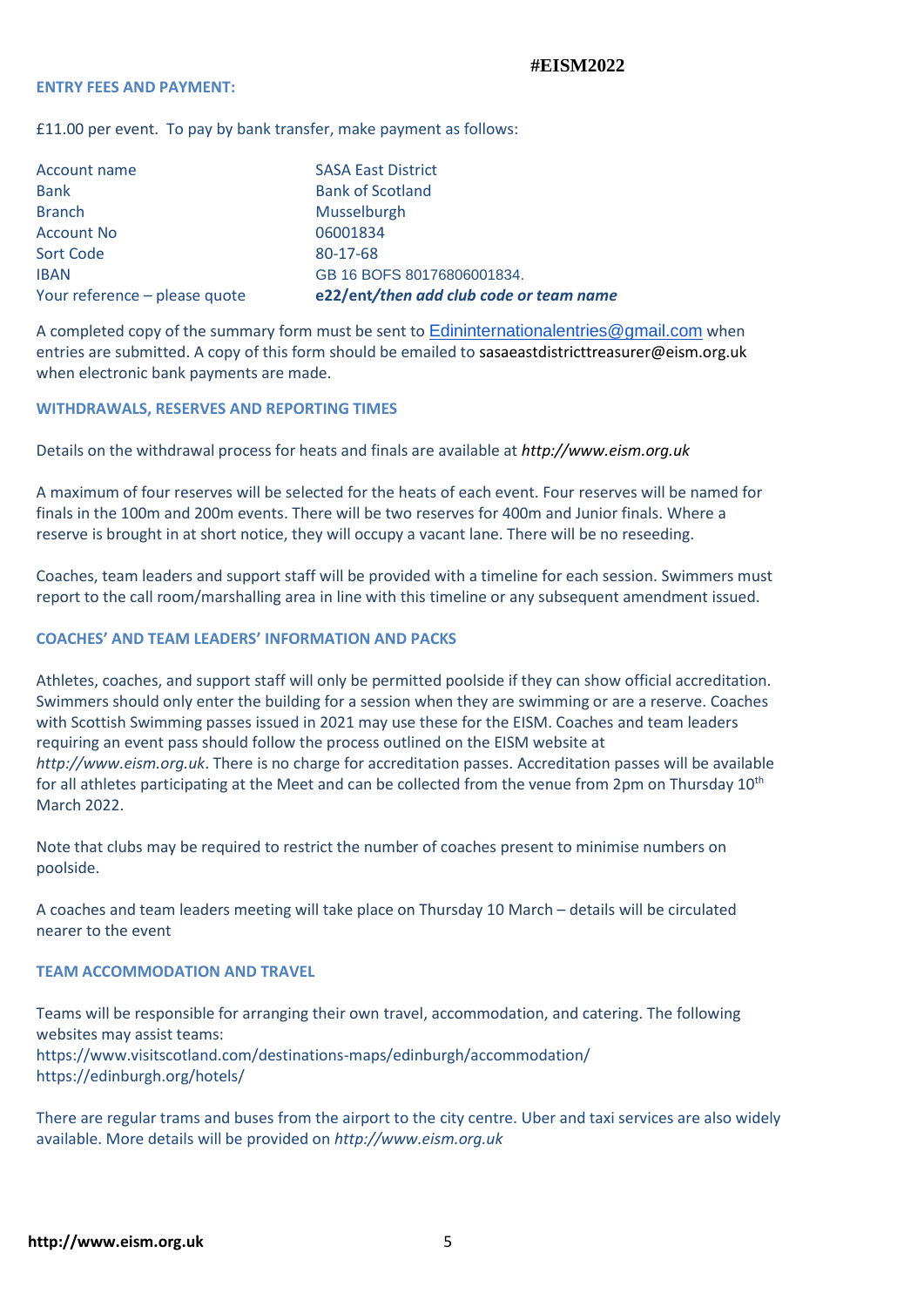## ENTRY FEES AND PAYMENT:

£11.00 per event. To pay by bank transfer, make payment as follows:

| | |
|---|---|
| Account name | SASA East District |
| Bank | Bank of Scotland |
| Branch | Musselburgh |
| Account No | 06001834 |
| Sort Code | 80-17-68 |
| IBAN | GB 16 BOFS 80176806001834. |
| Your reference – please quote | **e22/ent/*then add club code or team name*** |

A completed copy of the summary form must be sent to Edininternationalentries@gmail.com when entries are submitted. A copy of this form should be emailed to sasaeastdistricttreasurer@eism.org.uk when electronic bank payments are made.

## WITHDRAWALS, RESERVES AND REPORTING TIMES

Details on the withdrawal process for heats and finals are available at *http://www.eism.org.uk*

A maximum of four reserves will be selected for the heats of each event. Four reserves will be named for finals in the 100m and 200m events. There will be two reserves for 400m and Junior finals. Where a reserve is brought in at short notice, they will occupy a vacant lane. There will be no reseeding.

Coaches, team leaders and support staff will be provided with a timeline for each session. Swimmers must report to the call room/marshalling area in line with this timeline or any subsequent amendment issued.

## COACHES' AND TEAM LEADERS' INFORMATION AND PACKS

Athletes, coaches, and support staff will only be permitted poolside if they can show official accreditation. Swimmers should only enter the building for a session when they are swimming or are a reserve. Coaches with Scottish Swimming passes issued in 2021 may use these for the EISM. Coaches and team leaders requiring an event pass should follow the process outlined on the EISM website at *http://www.eism.org.uk*. There is no charge for accreditation passes. Accreditation passes will be available for all athletes participating at the Meet and can be collected from the venue from 2pm on Thursday 10th March 2022.

Note that clubs may be required to restrict the number of coaches present to minimise numbers on poolside.

A coaches and team leaders meeting will take place on Thursday 10 March – details will be circulated nearer to the event

## TEAM ACCOMMODATION AND TRAVEL

Teams will be responsible for arranging their own travel, accommodation, and catering. The following websites may assist teams:
https://www.visitscotland.com/destinations-maps/edinburgh/accommodation/
https://edinburgh.org/hotels/

There are regular trams and buses from the airport to the city centre. Uber and taxi services are also widely available. More details will be provided on *http://www.eism.org.uk*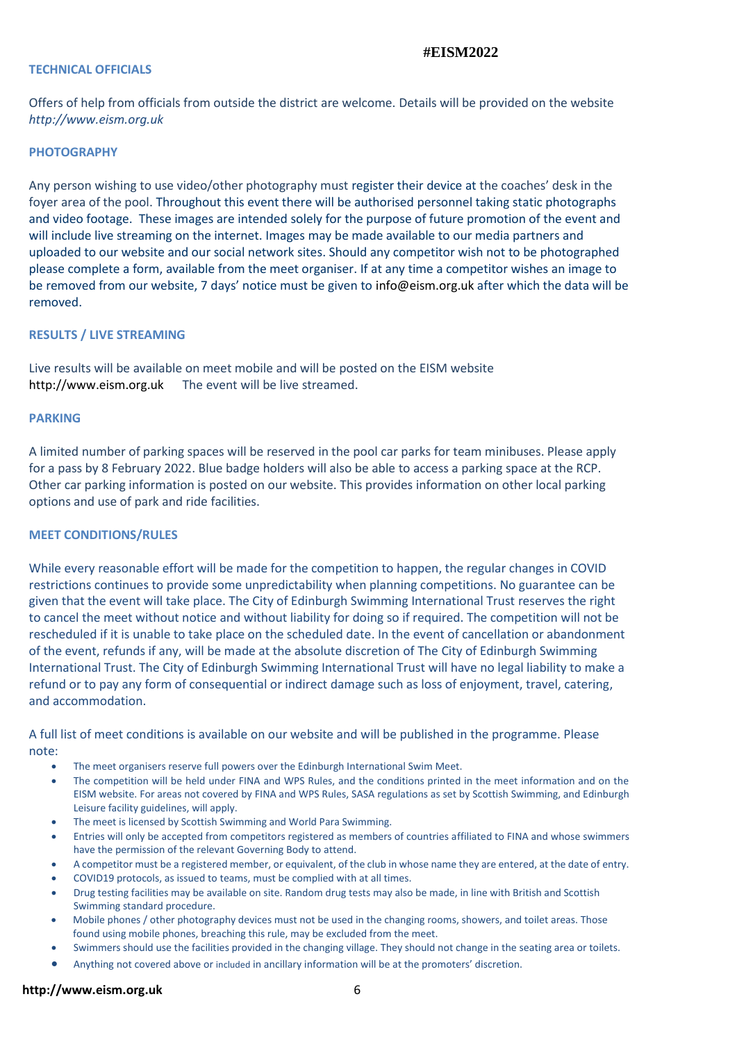## TECHNICAL OFFICIALS

Offers of help from officials from outside the district are welcome. Details will be provided on the website *http://www.eism.org.uk*

## PHOTOGRAPHY

Any person wishing to use video/other photography must register their device at the coaches' desk in the foyer area of the pool. Throughout this event there will be authorised personnel taking static photographs and video footage. These images are intended solely for the purpose of future promotion of the event and will include live streaming on the internet. Images may be made available to our media partners and uploaded to our website and our social network sites. Should any competitor wish not to be photographed please complete a form, available from the meet organiser. If at any time a competitor wishes an image to be removed from our website, 7 days' notice must be given to info@eism.org.uk after which the data will be removed.

## RESULTS / LIVE STREAMING

Live results will be available on meet mobile and will be posted on the EISM website http://www.eism.org.uk The event will be live streamed.

## PARKING

A limited number of parking spaces will be reserved in the pool car parks for team minibuses. Please apply for a pass by 8 February 2022. Blue badge holders will also be able to access a parking space at the RCP. Other car parking information is posted on our website. This provides information on other local parking options and use of park and ride facilities.

## MEET CONDITIONS/RULES

While every reasonable effort will be made for the competition to happen, the regular changes in COVID restrictions continues to provide some unpredictability when planning competitions. No guarantee can be given that the event will take place. The City of Edinburgh Swimming International Trust reserves the right to cancel the meet without notice and without liability for doing so if required. The competition will not be rescheduled if it is unable to take place on the scheduled date. In the event of cancellation or abandonment of the event, refunds if any, will be made at the absolute discretion of The City of Edinburgh Swimming International Trust. The City of Edinburgh Swimming International Trust will have no legal liability to make a refund or to pay any form of consequential or indirect damage such as loss of enjoyment, travel, catering, and accommodation.

A full list of meet conditions is available on our website and will be published in the programme. Please note:

- The meet organisers reserve full powers over the Edinburgh International Swim Meet.
- The competition will be held under FINA and WPS Rules, and the conditions printed in the meet information and on the EISM website. For areas not covered by FINA and WPS Rules, SASA regulations as set by Scottish Swimming, and Edinburgh Leisure facility guidelines, will apply.
- The meet is licensed by Scottish Swimming and World Para Swimming.
- Entries will only be accepted from competitors registered as members of countries affiliated to FINA and whose swimmers have the permission of the relevant Governing Body to attend.
- A competitor must be a registered member, or equivalent, of the club in whose name they are entered, at the date of entry.
- COVID19 protocols, as issued to teams, must be complied with at all times.
- Drug testing facilities may be available on site. Random drug tests may also be made, in line with British and Scottish Swimming standard procedure.
- Mobile phones / other photography devices must not be used in the changing rooms, showers, and toilet areas. Those found using mobile phones, breaching this rule, may be excluded from the meet.
- Swimmers should use the facilities provided in the changing village. They should not change in the seating area or toilets.
- Anything not covered above or included in ancillary information will be at the promoters' discretion.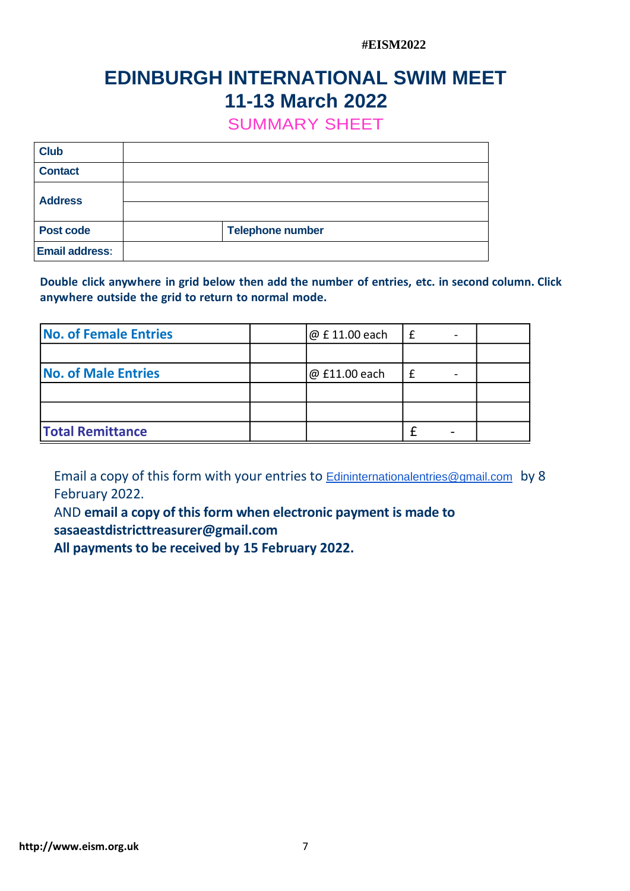#EISM2022

# EDINBURGH INTERNATIONAL SWIM MEET
# 11-13 March 2022

## SUMMARY SHEET

| Club | | |
|---|---|---|
| Contact | | |
| Address | | |
| | | |
| Post code | | Telephone number |
| Email address: | | |

**Double click anywhere in grid below then add the number of entries, etc. in second column. Click anywhere outside the grid to return to normal mode.**

| No. of Female Entries | | @ £ 11.00 each | £ - | |
|---|---|---|---|---|
| | | | | |
| No. of Male Entries | | @ £11.00 each | £ - | |
| | | | | |
| | | | | |
| Total Remittance | | | £ - | |

Email a copy of this form with your entries to Edininternationalentries@gmail.com by 8 February 2022.
AND **email a copy of this form when electronic payment is made to sasaeastdistricttreasurer@gmail.com**
**All payments to be received by 15 February 2022.**

**http://www.eism.org.uk**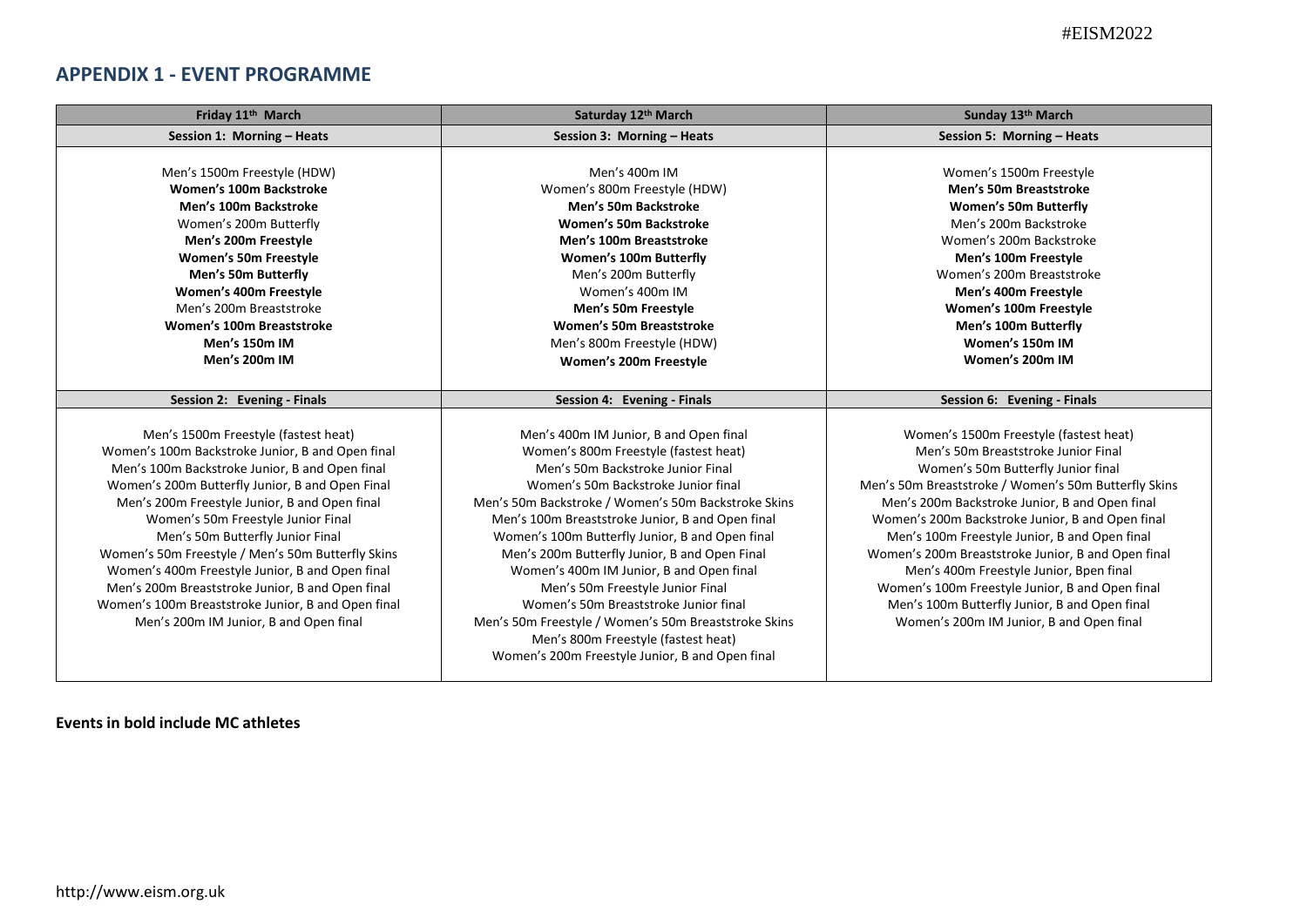## APPENDIX 1 - EVENT PROGRAMME

| Friday 11th March | Saturday 12th March | Sunday 13th March |
|---|---|---|
| **Session 1: Morning – Heats** | **Session 3: Morning – Heats** | **Session 5: Morning – Heats** |
| Men's 1500m Freestyle (HDW)<br>**Women's 100m Backstroke**<br>**Men's 100m Backstroke**<br>Women's 200m Butterfly<br>**Men's 200m Freestyle**<br>**Women's 50m Freestyle**<br>**Men's 50m Butterfly**<br>**Women's 400m Freestyle**<br>Men's 200m Breaststroke<br>**Women's 100m Breaststroke**<br>**Men's 150m IM**<br>**Men's 200m IM** | Men's 400m IM<br>Women's 800m Freestyle (HDW)<br>**Men's 50m Backstroke**<br>**Women's 50m Backstroke**<br>**Men's 100m Breaststroke**<br>**Women's 100m Butterfly**<br>Men's 200m Butterfly<br>Women's 400m IM<br>**Men's 50m Freestyle**<br>**Women's 50m Breaststroke**<br>Men's 800m Freestyle (HDW)<br>**Women's 200m Freestyle** | Women's 1500m Freestyle<br>**Men's 50m Breaststroke**<br>**Women's 50m Butterfly**<br>Men's 200m Backstroke<br>Women's 200m Backstroke<br>**Men's 100m Freestyle**<br>Women's 200m Breaststroke<br>**Men's 400m Freestyle**<br>**Women's 100m Freestyle**<br>**Men's 100m Butterfly**<br>**Women's 150m IM**<br>**Women's 200m IM** |
| **Session 2: Evening - Finals** | **Session 4: Evening - Finals** | **Session 6: Evening - Finals** |
| Men's 1500m Freestyle (fastest heat)<br>Women's 100m Backstroke Junior, B and Open final<br>Men's 100m Backstroke Junior, B and Open final<br>Women's 200m Butterfly Junior, B and Open Final<br>Men's 200m Freestyle Junior, B and Open final<br>Women's 50m Freestyle Junior Final<br>Men's 50m Butterfly Junior Final<br>Women's 50m Freestyle / Men's 50m Butterfly Skins<br>Women's 400m Freestyle Junior, B and Open final<br>Men's 200m Breaststroke Junior, B and Open final<br>Women's 100m Breaststroke Junior, B and Open final<br>Men's 200m IM Junior, B and Open final | Men's 400m IM Junior, B and Open final<br>Women's 800m Freestyle (fastest heat)<br>Men's 50m Backstroke Junior Final<br>Women's 50m Backstroke Junior final<br>Men's 50m Backstroke / Women's 50m Backstroke Skins<br>Men's 100m Breaststroke Junior, B and Open final<br>Women's 100m Butterfly Junior, B and Open final<br>Men's 200m Butterfly Junior, B and Open Final<br>Women's 400m IM Junior, B and Open final<br>Men's 50m Freestyle Junior Final<br>Women's 50m Breaststroke Junior final<br>Men's 50m Freestyle / Women's 50m Breaststroke Skins<br>Men's 800m Freestyle (fastest heat)<br>Women's 200m Freestyle Junior, B and Open final | Women's 1500m Freestyle (fastest heat)<br>Men's 50m Breaststroke Junior Final<br>Women's 50m Butterfly Junior final<br>Men's 50m Breaststroke / Women's 50m Butterfly Skins<br>Men's 200m Backstroke Junior, B and Open final<br>Women's 200m Backstroke Junior, B and Open final<br>Men's 100m Freestyle Junior, B and Open final<br>Women's 200m Breaststroke Junior, B and Open final<br>Men's 400m Freestyle Junior, Bpen final<br>Women's 100m Freestyle Junior, B and Open final<br>Men's 100m Butterfly Junior, B and Open final<br>Women's 200m IM Junior, B and Open final |

**Events in bold include MC athletes**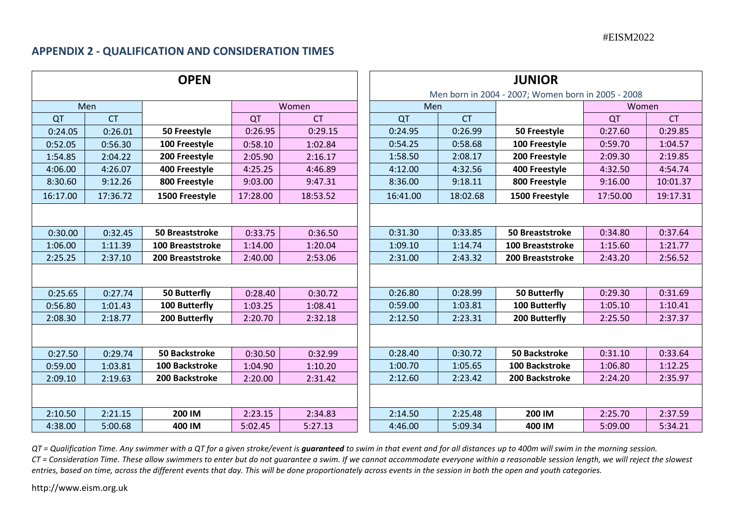## APPENDIX 2 - QUALIFICATION AND CONSIDERATION TIMES

| OPEN | | | | |
|---|---|---|---|---|
| Men | | | Women | |
| QT | CT | | QT | CT |
| 0:24.05 | 0:26.01 | **50 Freestyle** | 0:26.95 | 0:29.15 |
| 0:52.05 | 0:56.30 | **100 Freestyle** | 0:58.10 | 1:02.84 |
| 1:54.85 | 2:04.22 | **200 Freestyle** | 2:05.90 | 2:16.17 |
| 4:06.00 | 4:26.07 | **400 Freestyle** | 4:25.25 | 4:46.89 |
| 8:30.60 | 9:12.26 | **800 Freestyle** | 9:03.00 | 9:47.31 |
| 16:17.00 | 17:36.72 | **1500 Freestyle** | 17:28.00 | 18:53.52 |
| | | | | |
| 0:30.00 | 0:32.45 | **50 Breaststroke** | 0:33.75 | 0:36.50 |
| 1:06.00 | 1:11.39 | **100 Breaststroke** | 1:14.00 | 1:20.04 |
| 2:25.25 | 2:37.10 | **200 Breaststroke** | 2:40.00 | 2:53.06 |
| | | | | |
| 0:25.65 | 0:27.74 | **50 Butterfly** | 0:28.40 | 0:30.72 |
| 0:56.80 | 1:01.43 | **100 Butterfly** | 1:03.25 | 1:08.41 |
| 2:08.30 | 2:18.77 | **200 Butterfly** | 2:20.70 | 2:32.18 |
| | | | | |
| 0:27.50 | 0:29.74 | **50 Backstroke** | 0:30.50 | 0:32.99 |
| 0:59.00 | 1:03.81 | **100 Backstroke** | 1:04.90 | 1:10.20 |
| 2:09.10 | 2:19.63 | **200 Backstroke** | 2:20.00 | 2:31.42 |
| | | | | |
| 2:10.50 | 2:21.15 | **200 IM** | 2:23.15 | 2:34.83 |
| 4:38.00 | 5:00.68 | **400 IM** | 5:02.45 | 5:27.13 |

| JUNIOR<br>Men born in 2004 - 2007; Women born in 2005 - 2008 | | | | |
|---|---|---|---|---|
| Men | | | Women | |
| QT | CT | | QT | CT |
| 0:24.95 | 0:26.99 | **50 Freestyle** | 0:27.60 | 0:29.85 |
| 0:54.25 | 0:58.68 | **100 Freestyle** | 0:59.70 | 1:04.57 |
| 1:58.50 | 2:08.17 | **200 Freestyle** | 2:09.30 | 2:19.85 |
| 4:12.00 | 4:32.56 | **400 Freestyle** | 4:32.50 | 4:54.74 |
| 8:36.00 | 9:18.11 | **800 Freestyle** | 9:16.00 | 10:01.37 |
| 16:41.00 | 18:02.68 | **1500 Freestyle** | 17:50.00 | 19:17.31 |
| | | | | |
| 0:31.30 | 0:33.85 | **50 Breaststroke** | 0:34.80 | 0:37.64 |
| 1:09.10 | 1:14.74 | **100 Breaststroke** | 1:15.60 | 1:21.77 |
| 2:31.00 | 2:43.32 | **200 Breaststroke** | 2:43.20 | 2:56.52 |
| | | | | |
| 0:26.80 | 0:28.99 | **50 Butterfly** | 0:29.30 | 0:31.69 |
| 0:59.00 | 1:03.81 | **100 Butterfly** | 1:05.10 | 1:10.41 |
| 2:12.50 | 2:23.31 | **200 Butterfly** | 2:25.50 | 2:37.37 |
| | | | | |
| 0:28.40 | 0:30.72 | **50 Backstroke** | 0:31.10 | 0:33.64 |
| 1:00.70 | 1:05.65 | **100 Backstroke** | 1:06.80 | 1:12.25 |
| 2:12.60 | 2:23.42 | **200 Backstroke** | 2:24.20 | 2:35.97 |
| | | | | |
| 2:14.50 | 2:25.48 | **200 IM** | 2:25.70 | 2:37.59 |
| 4:46.00 | 5:09.34 | **400 IM** | 5:09.00 | 5:34.21 |

*QT = Qualification Time. Any swimmer with a QT for a given stroke/event is* ***guaranteed*** *to swim in that event and for all distances up to 400m will swim in the morning session.*
*CT = Consideration Time. These allow swimmers to enter but do not guarantee a swim. If we cannot accommodate everyone within a reasonable session length, we will reject the slowest entries, based on time, across the different events that day. This will be done proportionately across events in the session in both the open and youth categories.*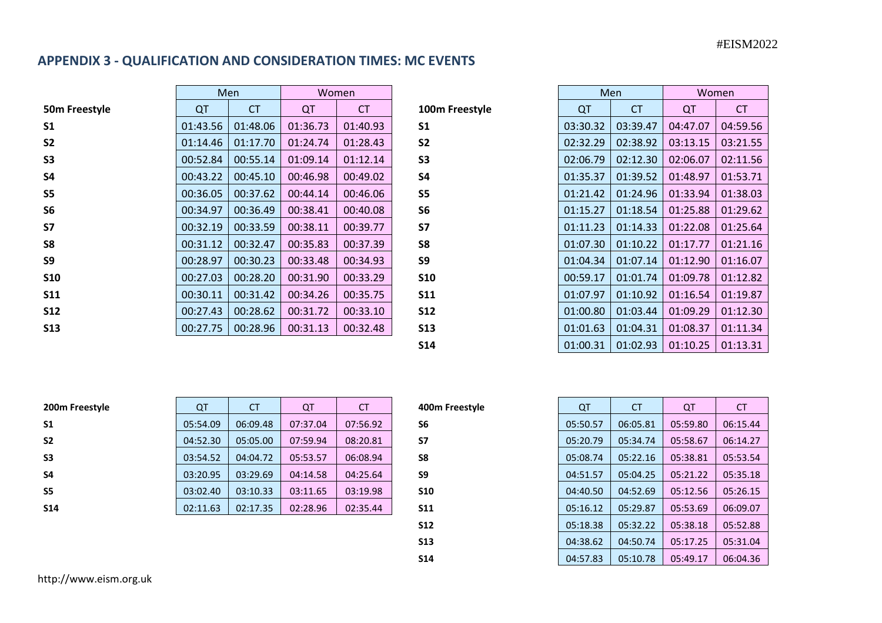## APPENDIX 3 - QUALIFICATION AND CONSIDERATION TIMES: MC EVENTS

| | Men | | Women | |
|---|---|---|---|---|
| **50m Freestyle** | QT | CT | QT | CT |
| **S1** | 01:43.56 | 01:48.06 | 01:36.73 | 01:40.93 |
| **S2** | 01:14.46 | 01:17.70 | 01:24.74 | 01:28.43 |
| **S3** | 00:52.84 | 00:55.14 | 01:09.14 | 01:12.14 |
| **S4** | 00:43.22 | 00:45.10 | 00:46.98 | 00:49.02 |
| **S5** | 00:36.05 | 00:37.62 | 00:44.14 | 00:46.06 |
| **S6** | 00:34.97 | 00:36.49 | 00:38.41 | 00:40.08 |
| **S7** | 00:32.19 | 00:33.59 | 00:38.11 | 00:39.77 |
| **S8** | 00:31.12 | 00:32.47 | 00:35.83 | 00:37.39 |
| **S9** | 00:28.97 | 00:30.23 | 00:33.48 | 00:34.93 |
| **S10** | 00:27.03 | 00:28.20 | 00:31.90 | 00:33.29 |
| **S11** | 00:30.11 | 00:31.42 | 00:34.26 | 00:35.75 |
| **S12** | 00:27.43 | 00:28.62 | 00:31.72 | 00:33.10 |
| **S13** | 00:27.75 | 00:28.96 | 00:31.13 | 00:32.48 |

| | Men | | Women | |
|---|---|---|---|---|
| **100m Freestyle** | QT | CT | QT | CT |
| **S1** | 03:30.32 | 03:39.47 | 04:47.07 | 04:59.56 |
| **S2** | 02:32.29 | 02:38.92 | 03:13.15 | 03:21.55 |
| **S3** | 02:06.79 | 02:12.30 | 02:06.07 | 02:11.56 |
| **S4** | 01:35.37 | 01:39.52 | 01:48.97 | 01:53.71 |
| **S5** | 01:21.42 | 01:24.96 | 01:33.94 | 01:38.03 |
| **S6** | 01:15.27 | 01:18.54 | 01:25.88 | 01:29.62 |
| **S7** | 01:11.23 | 01:14.33 | 01:22.08 | 01:25.64 |
| **S8** | 01:07.30 | 01:10.22 | 01:17.77 | 01:21.16 |
| **S9** | 01:04.34 | 01:07.14 | 01:12.90 | 01:16.07 |
| **S10** | 00:59.17 | 01:01.74 | 01:09.78 | 01:12.82 |
| **S11** | 01:07.97 | 01:10.92 | 01:16.54 | 01:19.87 |
| **S12** | 01:00.80 | 01:03.44 | 01:09.29 | 01:12.30 |
| **S13** | 01:01.63 | 01:04.31 | 01:08.37 | 01:11.34 |
| **S14** | 01:00.31 | 01:02.93 | 01:10.25 | 01:13.31 |

| **200m Freestyle** | QT | CT | QT | CT |
|---|---|---|---|---|
| **S1** | 05:54.09 | 06:09.48 | 07:37.04 | 07:56.92 |
| **S2** | 04:52.30 | 05:05.00 | 07:59.94 | 08:20.81 |
| **S3** | 03:54.52 | 04:04.72 | 05:53.57 | 06:08.94 |
| **S4** | 03:20.95 | 03:29.69 | 04:14.58 | 04:25.64 |
| **S5** | 03:02.40 | 03:10.33 | 03:11.65 | 03:19.98 |
| **S14** | 02:11.63 | 02:17.35 | 02:28.96 | 02:35.44 |

| **400m Freestyle** | QT | CT | QT | CT |
|---|---|---|---|---|
| **S6** | 05:50.57 | 06:05.81 | 05:59.80 | 06:15.44 |
| **S7** | 05:20.79 | 05:34.74 | 05:58.67 | 06:14.27 |
| **S8** | 05:08.74 | 05:22.16 | 05:38.81 | 05:53.54 |
| **S9** | 04:51.57 | 05:04.25 | 05:21.22 | 05:35.18 |
| **S10** | 04:40.50 | 04:52.69 | 05:12.56 | 05:26.15 |
| **S11** | 05:16.12 | 05:29.87 | 05:53.69 | 06:09.07 |
| **S12** | 05:18.38 | 05:32.22 | 05:38.18 | 05:52.88 |
| **S13** | 04:38.62 | 04:50.74 | 05:17.25 | 05:31.04 |
| **S14** | 04:57.83 | 05:10.78 | 05:49.17 | 06:04.36 |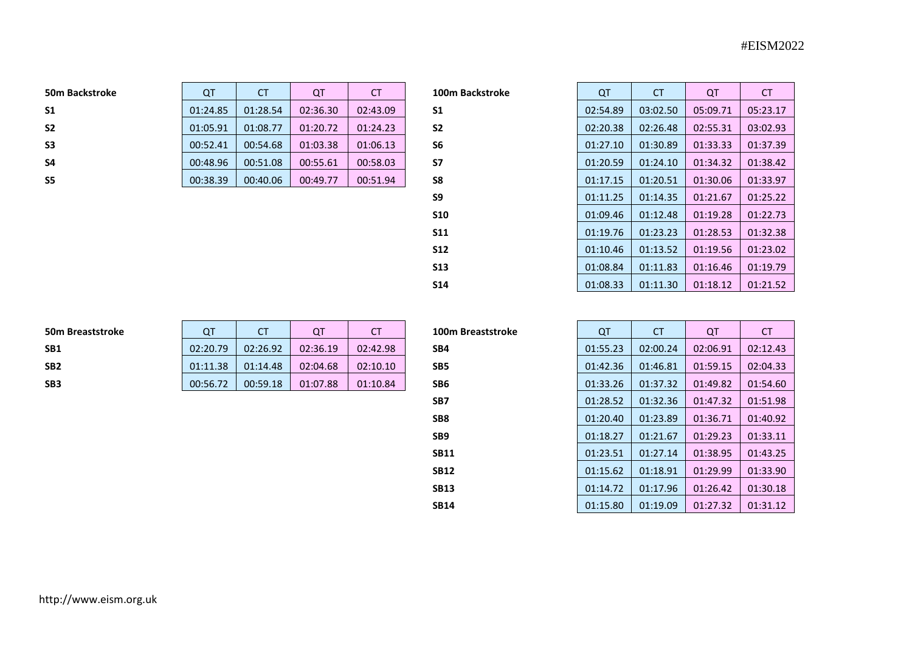| 50m Backstroke | QT | CT | QT | CT |
|---|---|---|---|---|
| **S1** | 01:24.85 | 01:28.54 | 02:36.30 | 02:43.09 |
| **S2** | 01:05.91 | 01:08.77 | 01:20.72 | 01:24.23 |
| **S3** | 00:52.41 | 00:54.68 | 01:03.38 | 01:06.13 |
| **S4** | 00:48.96 | 00:51.08 | 00:55.61 | 00:58.03 |
| **S5** | 00:38.39 | 00:40.06 | 00:49.77 | 00:51.94 |

| 100m Backstroke | QT | CT | QT | CT |
|---|---|---|---|---|
| **S1** | 02:54.89 | 03:02.50 | 05:09.71 | 05:23.17 |
| **S2** | 02:20.38 | 02:26.48 | 02:55.31 | 03:02.93 |
| **S6** | 01:27.10 | 01:30.89 | 01:33.33 | 01:37.39 |
| **S7** | 01:20.59 | 01:24.10 | 01:34.32 | 01:38.42 |
| **S8** | 01:17.15 | 01:20.51 | 01:30.06 | 01:33.97 |
| **S9** | 01:11.25 | 01:14.35 | 01:21.67 | 01:25.22 |
| **S10** | 01:09.46 | 01:12.48 | 01:19.28 | 01:22.73 |
| **S11** | 01:19.76 | 01:23.23 | 01:28.53 | 01:32.38 |
| **S12** | 01:10.46 | 01:13.52 | 01:19.56 | 01:23.02 |
| **S13** | 01:08.84 | 01:11.83 | 01:16.46 | 01:19.79 |
| **S14** | 01:08.33 | 01:11.30 | 01:18.12 | 01:21.52 |

| 50m Breaststroke | QT | CT | QT | CT |
|---|---|---|---|---|
| **SB1** | 02:20.79 | 02:26.92 | 02:36.19 | 02:42.98 |
| **SB2** | 01:11.38 | 01:14.48 | 02:04.68 | 02:10.10 |
| **SB3** | 00:56.72 | 00:59.18 | 01:07.88 | 01:10.84 |

| 100m Breaststroke | QT | CT | QT | CT |
|---|---|---|---|---|
| **SB4** | 01:55.23 | 02:00.24 | 02:06.91 | 02:12.43 |
| **SB5** | 01:42.36 | 01:46.81 | 01:59.15 | 02:04.33 |
| **SB6** | 01:33.26 | 01:37.32 | 01:49.82 | 01:54.60 |
| **SB7** | 01:28.52 | 01:32.36 | 01:47.32 | 01:51.98 |
| **SB8** | 01:20.40 | 01:23.89 | 01:36.71 | 01:40.92 |
| **SB9** | 01:18.27 | 01:21.67 | 01:29.23 | 01:33.11 |
| **SB11** | 01:23.51 | 01:27.14 | 01:38.95 | 01:43.25 |
| **SB12** | 01:15.62 | 01:18.91 | 01:29.99 | 01:33.90 |
| **SB13** | 01:14.72 | 01:17.96 | 01:26.42 | 01:30.18 |
| **SB14** | 01:15.80 | 01:19.09 | 01:27.32 | 01:31.12 |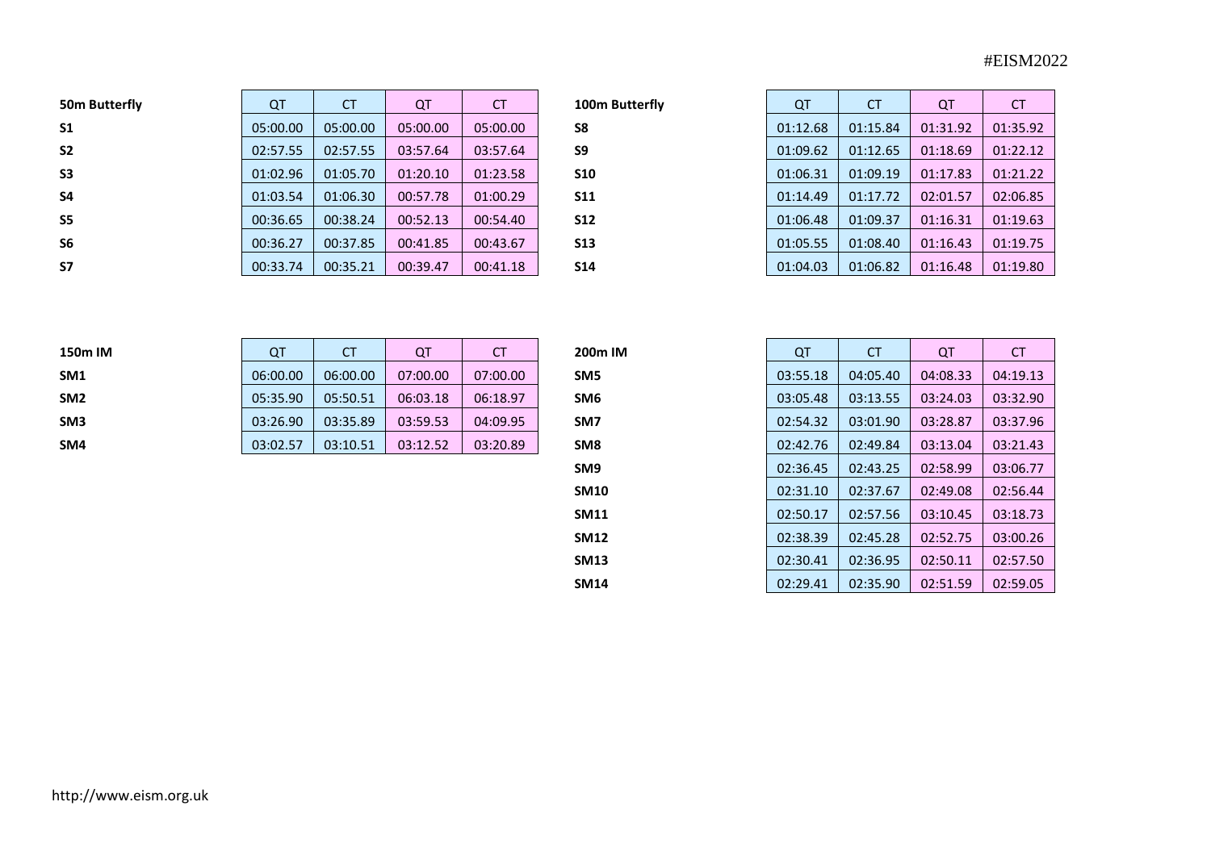| 50m Butterfly | QT | CT | QT | CT |
|---|---|---|---|---|
| S1 | 05:00.00 | 05:00.00 | 05:00.00 | 05:00.00 |
| S2 | 02:57.55 | 02:57.55 | 03:57.64 | 03:57.64 |
| S3 | 01:02.96 | 01:05.70 | 01:20.10 | 01:23.58 |
| S4 | 01:03.54 | 01:06.30 | 00:57.78 | 01:00.29 |
| S5 | 00:36.65 | 00:38.24 | 00:52.13 | 00:54.40 |
| S6 | 00:36.27 | 00:37.85 | 00:41.85 | 00:43.67 |
| S7 | 00:33.74 | 00:35.21 | 00:39.47 | 00:41.18 |

| 100m Butterfly | QT | CT | QT | CT |
|---|---|---|---|---|
| S8 | 01:12.68 | 01:15.84 | 01:31.92 | 01:35.92 |
| S9 | 01:09.62 | 01:12.65 | 01:18.69 | 01:22.12 |
| S10 | 01:06.31 | 01:09.19 | 01:17.83 | 01:21.22 |
| S11 | 01:14.49 | 01:17.72 | 02:01.57 | 02:06.85 |
| S12 | 01:06.48 | 01:09.37 | 01:16.31 | 01:19.63 |
| S13 | 01:05.55 | 01:08.40 | 01:16.43 | 01:19.75 |
| S14 | 01:04.03 | 01:06.82 | 01:16.48 | 01:19.80 |

| 150m IM | QT | CT | QT | CT |
|---|---|---|---|---|
| SM1 | 06:00.00 | 06:00.00 | 07:00.00 | 07:00.00 |
| SM2 | 05:35.90 | 05:50.51 | 06:03.18 | 06:18.97 |
| SM3 | 03:26.90 | 03:35.89 | 03:59.53 | 04:09.95 |
| SM4 | 03:02.57 | 03:10.51 | 03:12.52 | 03:20.89 |

| 200m IM | QT | CT | QT | CT |
|---|---|---|---|---|
| SM5 | 03:55.18 | 04:05.40 | 04:08.33 | 04:19.13 |
| SM6 | 03:05.48 | 03:13.55 | 03:24.03 | 03:32.90 |
| SM7 | 02:54.32 | 03:01.90 | 03:28.87 | 03:37.96 |
| SM8 | 02:42.76 | 02:49.84 | 03:13.04 | 03:21.43 |
| SM9 | 02:36.45 | 02:43.25 | 02:58.99 | 03:06.77 |
| SM10 | 02:31.10 | 02:37.67 | 02:49.08 | 02:56.44 |
| SM11 | 02:50.17 | 02:57.56 | 03:10.45 | 03:18.73 |
| SM12 | 02:38.39 | 02:45.28 | 02:52.75 | 03:00.26 |
| SM13 | 02:30.41 | 02:36.95 | 02:50.11 | 02:57.50 |
| SM14 | 02:29.41 | 02:35.90 | 02:51.59 | 02:59.05 |